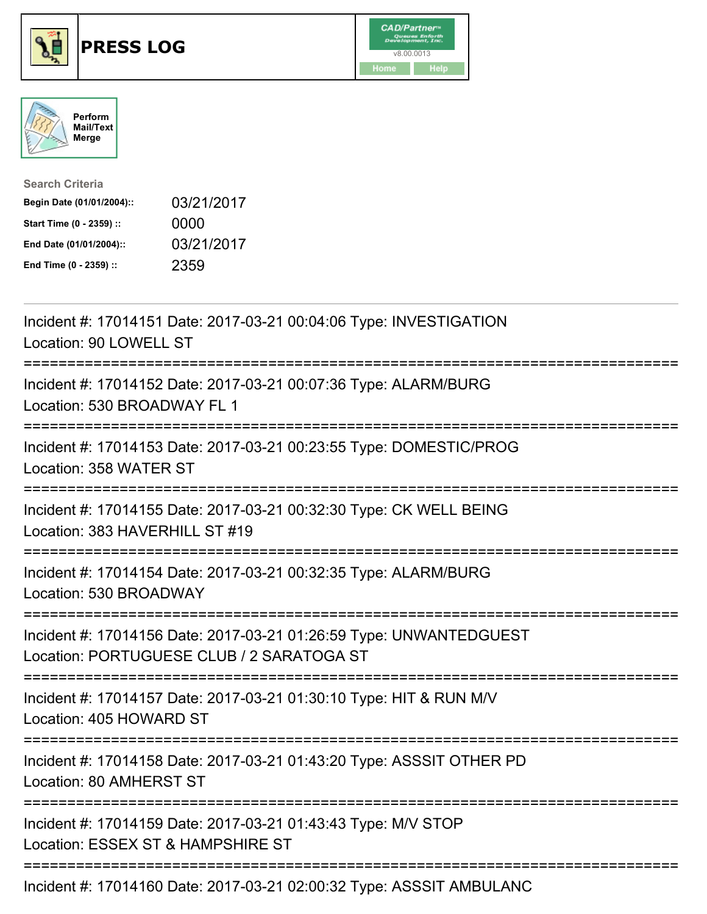# PRESS LOG

Perform Mail/Text Merge

**Search Criteria**

| | |
|---|---|
| **Begin Date (01/01/2004)::** | 03/21/2017 |
| **Start Time (0 - 2359) ::** | 0000 |
| **End Date (01/01/2004)::** | 03/21/2017 |
| **End Time (0 - 2359) ::** | 2359 |

---

Incident #: 17014151 Date: 2017-03-21 00:04:06 Type: INVESTIGATION
Location: 90 LOWELL ST

===========================================================================

Incident #: 17014152 Date: 2017-03-21 00:07:36 Type: ALARM/BURG
Location: 530 BROADWAY FL 1

===========================================================================

Incident #: 17014153 Date: 2017-03-21 00:23:55 Type: DOMESTIC/PROG
Location: 358 WATER ST

===========================================================================

Incident #: 17014155 Date: 2017-03-21 00:32:30 Type: CK WELL BEING
Location: 383 HAVERHILL ST #19

===========================================================================

Incident #: 17014154 Date: 2017-03-21 00:32:35 Type: ALARM/BURG
Location: 530 BROADWAY

===========================================================================

Incident #: 17014156 Date: 2017-03-21 01:26:59 Type: UNWANTEDGUEST
Location: PORTUGUESE CLUB / 2 SARATOGA ST

===========================================================================

Incident #: 17014157 Date: 2017-03-21 01:30:10 Type: HIT & RUN M/V
Location: 405 HOWARD ST

===========================================================================

Incident #: 17014158 Date: 2017-03-21 01:43:20 Type: ASSSIT OTHER PD
Location: 80 AMHERST ST

===========================================================================

Incident #: 17014159 Date: 2017-03-21 01:43:43 Type: M/V STOP
Location: ESSEX ST & HAMPSHIRE ST

===========================================================================

Incident #: 17014160 Date: 2017-03-21 02:00:32 Type: ASSSIT AMBULANC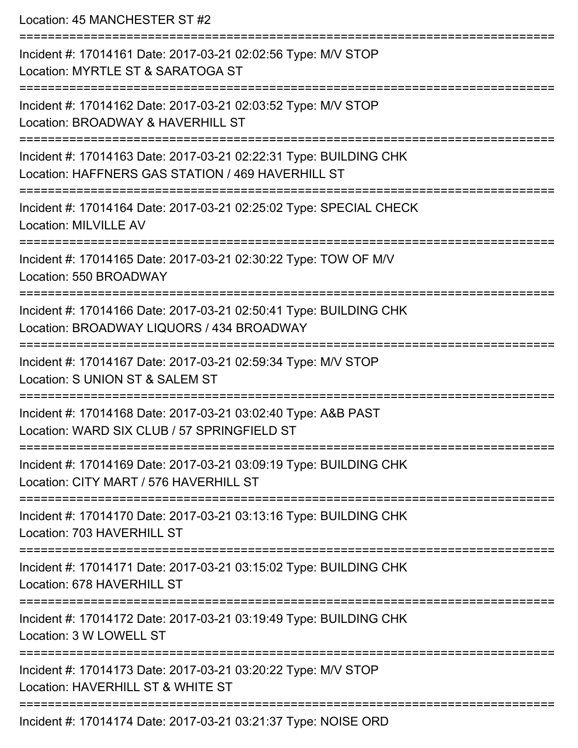Location: 45 MANCHESTER ST #2

===========================================================================

Incident #: 17014161 Date: 2017-03-21 02:02:56 Type: M/V STOP
Location: MYRTLE ST & SARATOGA ST

===========================================================================

Incident #: 17014162 Date: 2017-03-21 02:03:52 Type: M/V STOP
Location: BROADWAY & HAVERHILL ST

===========================================================================

Incident #: 17014163 Date: 2017-03-21 02:22:31 Type: BUILDING CHK
Location: HAFFNERS GAS STATION / 469 HAVERHILL ST

===========================================================================

Incident #: 17014164 Date: 2017-03-21 02:25:02 Type: SPECIAL CHECK
Location: MILVILLE AV

===========================================================================

Incident #: 17014165 Date: 2017-03-21 02:30:22 Type: TOW OF M/V
Location: 550 BROADWAY

===========================================================================

Incident #: 17014166 Date: 2017-03-21 02:50:41 Type: BUILDING CHK
Location: BROADWAY LIQUORS / 434 BROADWAY

===========================================================================

Incident #: 17014167 Date: 2017-03-21 02:59:34 Type: M/V STOP
Location: S UNION ST & SALEM ST

===========================================================================

Incident #: 17014168 Date: 2017-03-21 03:02:40 Type: A&B PAST
Location: WARD SIX CLUB / 57 SPRINGFIELD ST

===========================================================================

Incident #: 17014169 Date: 2017-03-21 03:09:19 Type: BUILDING CHK
Location: CITY MART / 576 HAVERHILL ST

===========================================================================

Incident #: 17014170 Date: 2017-03-21 03:13:16 Type: BUILDING CHK
Location: 703 HAVERHILL ST

===========================================================================

Incident #: 17014171 Date: 2017-03-21 03:15:02 Type: BUILDING CHK
Location: 678 HAVERHILL ST

===========================================================================

Incident #: 17014172 Date: 2017-03-21 03:19:49 Type: BUILDING CHK
Location: 3 W LOWELL ST

===========================================================================

Incident #: 17014173 Date: 2017-03-21 03:20:22 Type: M/V STOP
Location: HAVERHILL ST & WHITE ST

===========================================================================

Incident #: 17014174 Date: 2017-03-21 03:21:37 Type: NOISE ORD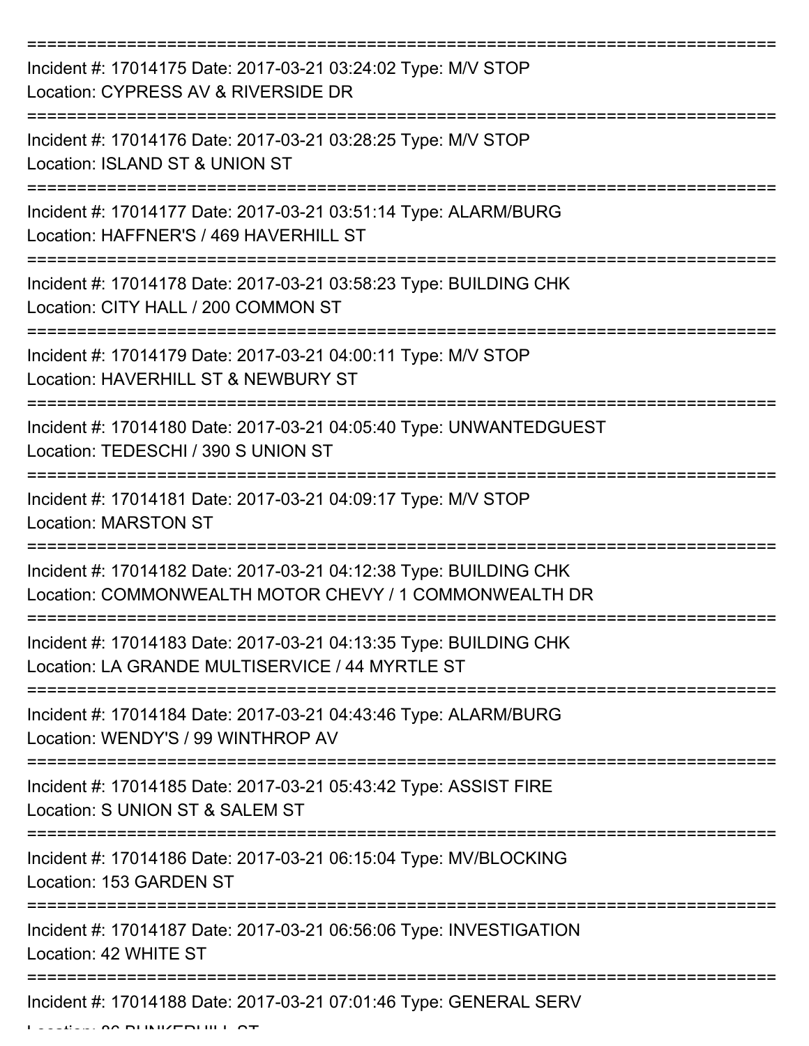===========================================================================

Incident #: 17014175 Date: 2017-03-21 03:24:02 Type: M/V STOP
Location: CYPRESS AV & RIVERSIDE DR

===========================================================================

Incident #: 17014176 Date: 2017-03-21 03:28:25 Type: M/V STOP
Location: ISLAND ST & UNION ST

===========================================================================

Incident #: 17014177 Date: 2017-03-21 03:51:14 Type: ALARM/BURG
Location: HAFFNER'S / 469 HAVERHILL ST

===========================================================================

Incident #: 17014178 Date: 2017-03-21 03:58:23 Type: BUILDING CHK
Location: CITY HALL / 200 COMMON ST

===========================================================================

Incident #: 17014179 Date: 2017-03-21 04:00:11 Type: M/V STOP
Location: HAVERHILL ST & NEWBURY ST

===========================================================================

Incident #: 17014180 Date: 2017-03-21 04:05:40 Type: UNWANTEDGUEST
Location: TEDESCHI / 390 S UNION ST

===========================================================================

Incident #: 17014181 Date: 2017-03-21 04:09:17 Type: M/V STOP
Location: MARSTON ST

===========================================================================

Incident #: 17014182 Date: 2017-03-21 04:12:38 Type: BUILDING CHK
Location: COMMONWEALTH MOTOR CHEVY / 1 COMMONWEALTH DR

===========================================================================

Incident #: 17014183 Date: 2017-03-21 04:13:35 Type: BUILDING CHK
Location: LA GRANDE MULTISERVICE / 44 MYRTLE ST

===========================================================================

Incident #: 17014184 Date: 2017-03-21 04:43:46 Type: ALARM/BURG
Location: WENDY'S / 99 WINTHROP AV

===========================================================================

Incident #: 17014185 Date: 2017-03-21 05:43:42 Type: ASSIST FIRE
Location: S UNION ST & SALEM ST

===========================================================================

Incident #: 17014186 Date: 2017-03-21 06:15:04 Type: MV/BLOCKING
Location: 153 GARDEN ST

===========================================================================

Incident #: 17014187 Date: 2017-03-21 06:56:06 Type: INVESTIGATION
Location: 42 WHITE ST

===========================================================================

Incident #: 17014188 Date: 2017-03-21 07:01:46 Type: GENERAL SERV
Location: 86 BUNKERHILL ST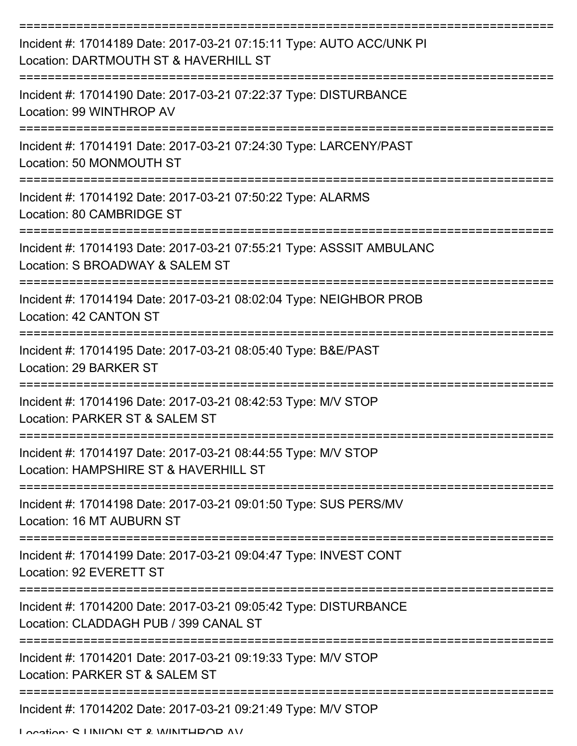===========================================================================

Incident #: 17014189 Date: 2017-03-21 07:15:11 Type: AUTO ACC/UNK PI
Location: DARTMOUTH ST & HAVERHILL ST

===========================================================================

Incident #: 17014190 Date: 2017-03-21 07:22:37 Type: DISTURBANCE
Location: 99 WINTHROP AV

===========================================================================

Incident #: 17014191 Date: 2017-03-21 07:24:30 Type: LARCENY/PAST
Location: 50 MONMOUTH ST

===========================================================================

Incident #: 17014192 Date: 2017-03-21 07:50:22 Type: ALARMS
Location: 80 CAMBRIDGE ST

===========================================================================

Incident #: 17014193 Date: 2017-03-21 07:55:21 Type: ASSSIT AMBULANC
Location: S BROADWAY & SALEM ST

===========================================================================

Incident #: 17014194 Date: 2017-03-21 08:02:04 Type: NEIGHBOR PROB
Location: 42 CANTON ST

===========================================================================

Incident #: 17014195 Date: 2017-03-21 08:05:40 Type: B&E/PAST
Location: 29 BARKER ST

===========================================================================

Incident #: 17014196 Date: 2017-03-21 08:42:53 Type: M/V STOP
Location: PARKER ST & SALEM ST

===========================================================================

Incident #: 17014197 Date: 2017-03-21 08:44:55 Type: M/V STOP
Location: HAMPSHIRE ST & HAVERHILL ST

===========================================================================

Incident #: 17014198 Date: 2017-03-21 09:01:50 Type: SUS PERS/MV
Location: 16 MT AUBURN ST

===========================================================================

Incident #: 17014199 Date: 2017-03-21 09:04:47 Type: INVEST CONT
Location: 92 EVERETT ST

===========================================================================

Incident #: 17014200 Date: 2017-03-21 09:05:42 Type: DISTURBANCE
Location: CLADDAGH PUB / 399 CANAL ST

===========================================================================

Incident #: 17014201 Date: 2017-03-21 09:19:33 Type: M/V STOP
Location: PARKER ST & SALEM ST

===========================================================================

Incident #: 17014202 Date: 2017-03-21 09:21:49 Type: M/V STOP
Location: S UNION ST & WINTHROP AV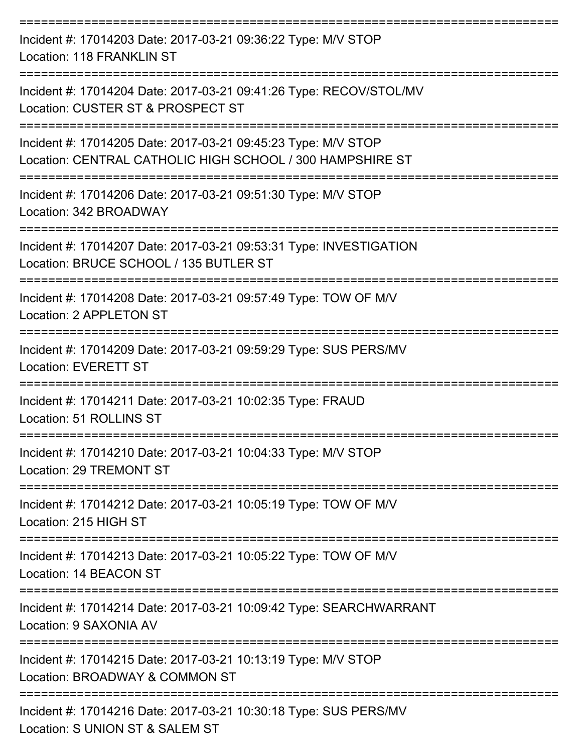===========================================================================

Incident #: 17014203 Date: 2017-03-21 09:36:22 Type: M/V STOP

Location: 118 FRANKLIN ST

===========================================================================

Incident #: 17014204 Date: 2017-03-21 09:41:26 Type: RECOV/STOL/MV

Location: CUSTER ST & PROSPECT ST

===========================================================================

Incident #: 17014205 Date: 2017-03-21 09:45:23 Type: M/V STOP

Location: CENTRAL CATHOLIC HIGH SCHOOL / 300 HAMPSHIRE ST

===========================================================================

Incident #: 17014206 Date: 2017-03-21 09:51:30 Type: M/V STOP

Location: 342 BROADWAY

===========================================================================

Incident #: 17014207 Date: 2017-03-21 09:53:31 Type: INVESTIGATION

Location: BRUCE SCHOOL / 135 BUTLER ST

===========================================================================

Incident #: 17014208 Date: 2017-03-21 09:57:49 Type: TOW OF M/V

Location: 2 APPLETON ST

===========================================================================

Incident #: 17014209 Date: 2017-03-21 09:59:29 Type: SUS PERS/MV

Location: EVERETT ST

===========================================================================

Incident #: 17014211 Date: 2017-03-21 10:02:35 Type: FRAUD

Location: 51 ROLLINS ST

===========================================================================

Incident #: 17014210 Date: 2017-03-21 10:04:33 Type: M/V STOP

Location: 29 TREMONT ST

===========================================================================

Incident #: 17014212 Date: 2017-03-21 10:05:19 Type: TOW OF M/V

Location: 215 HIGH ST

===========================================================================

Incident #: 17014213 Date: 2017-03-21 10:05:22 Type: TOW OF M/V

Location: 14 BEACON ST

===========================================================================

Incident #: 17014214 Date: 2017-03-21 10:09:42 Type: SEARCHWARRANT

Location: 9 SAXONIA AV

===========================================================================

Incident #: 17014215 Date: 2017-03-21 10:13:19 Type: M/V STOP

Location: BROADWAY & COMMON ST

===========================================================================

Incident #: 17014216 Date: 2017-03-21 10:30:18 Type: SUS PERS/MV

Location: S UNION ST & SALEM ST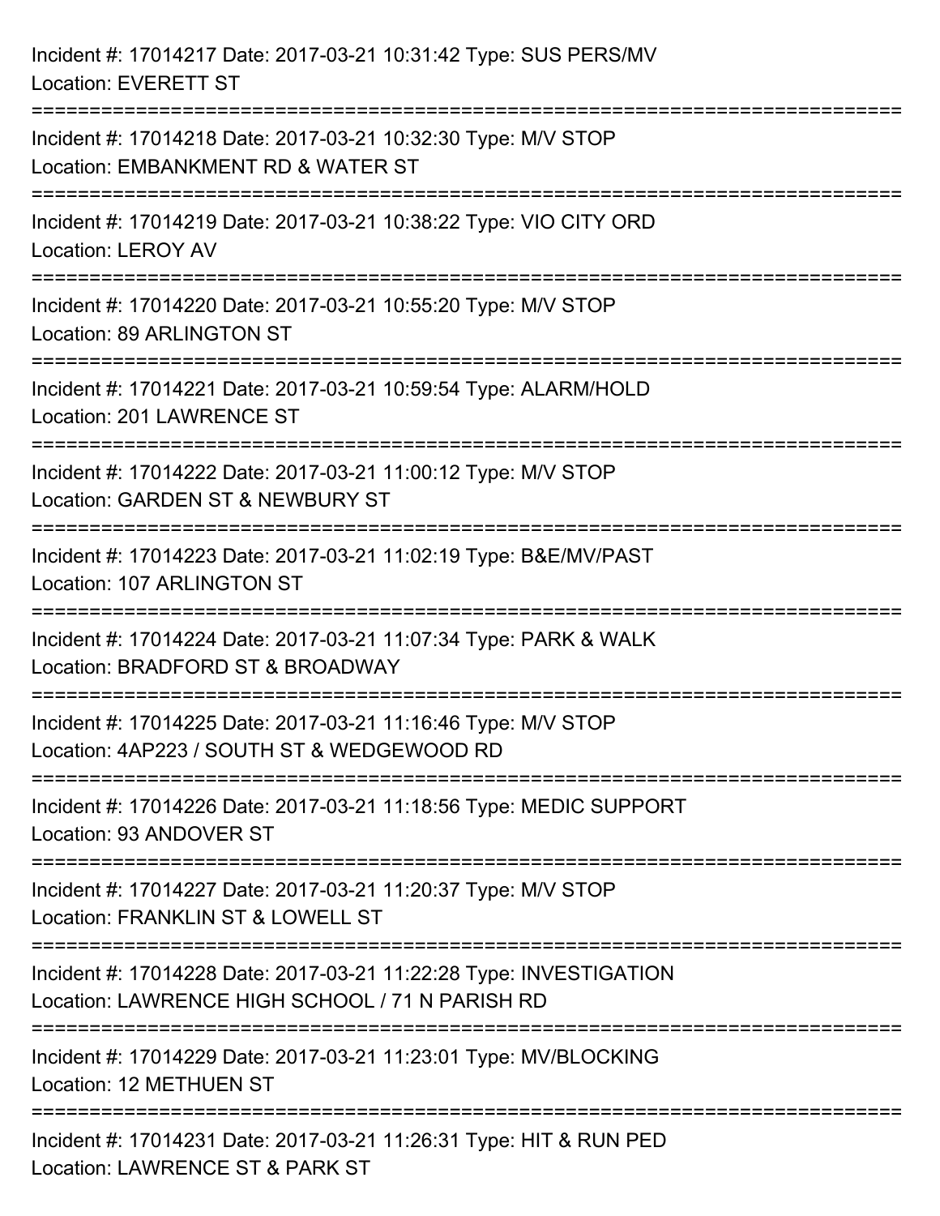Incident #: 17014217 Date: 2017-03-21 10:31:42 Type: SUS PERS/MV
Location: EVERETT ST

===========================================================================

Incident #: 17014218 Date: 2017-03-21 10:32:30 Type: M/V STOP
Location: EMBANKMENT RD & WATER ST

===========================================================================

Incident #: 17014219 Date: 2017-03-21 10:38:22 Type: VIO CITY ORD
Location: LEROY AV

===========================================================================

Incident #: 17014220 Date: 2017-03-21 10:55:20 Type: M/V STOP
Location: 89 ARLINGTON ST

===========================================================================

Incident #: 17014221 Date: 2017-03-21 10:59:54 Type: ALARM/HOLD
Location: 201 LAWRENCE ST

===========================================================================

Incident #: 17014222 Date: 2017-03-21 11:00:12 Type: M/V STOP
Location: GARDEN ST & NEWBURY ST

===========================================================================

Incident #: 17014223 Date: 2017-03-21 11:02:19 Type: B&E/MV/PAST
Location: 107 ARLINGTON ST

===========================================================================

Incident #: 17014224 Date: 2017-03-21 11:07:34 Type: PARK & WALK
Location: BRADFORD ST & BROADWAY

===========================================================================

Incident #: 17014225 Date: 2017-03-21 11:16:46 Type: M/V STOP
Location: 4AP223 / SOUTH ST & WEDGEWOOD RD

===========================================================================

Incident #: 17014226 Date: 2017-03-21 11:18:56 Type: MEDIC SUPPORT
Location: 93 ANDOVER ST

===========================================================================

Incident #: 17014227 Date: 2017-03-21 11:20:37 Type: M/V STOP
Location: FRANKLIN ST & LOWELL ST

===========================================================================

Incident #: 17014228 Date: 2017-03-21 11:22:28 Type: INVESTIGATION
Location: LAWRENCE HIGH SCHOOL / 71 N PARISH RD

===========================================================================

Incident #: 17014229 Date: 2017-03-21 11:23:01 Type: MV/BLOCKING
Location: 12 METHUEN ST

===========================================================================

Incident #: 17014231 Date: 2017-03-21 11:26:31 Type: HIT & RUN PED
Location: LAWRENCE ST & PARK ST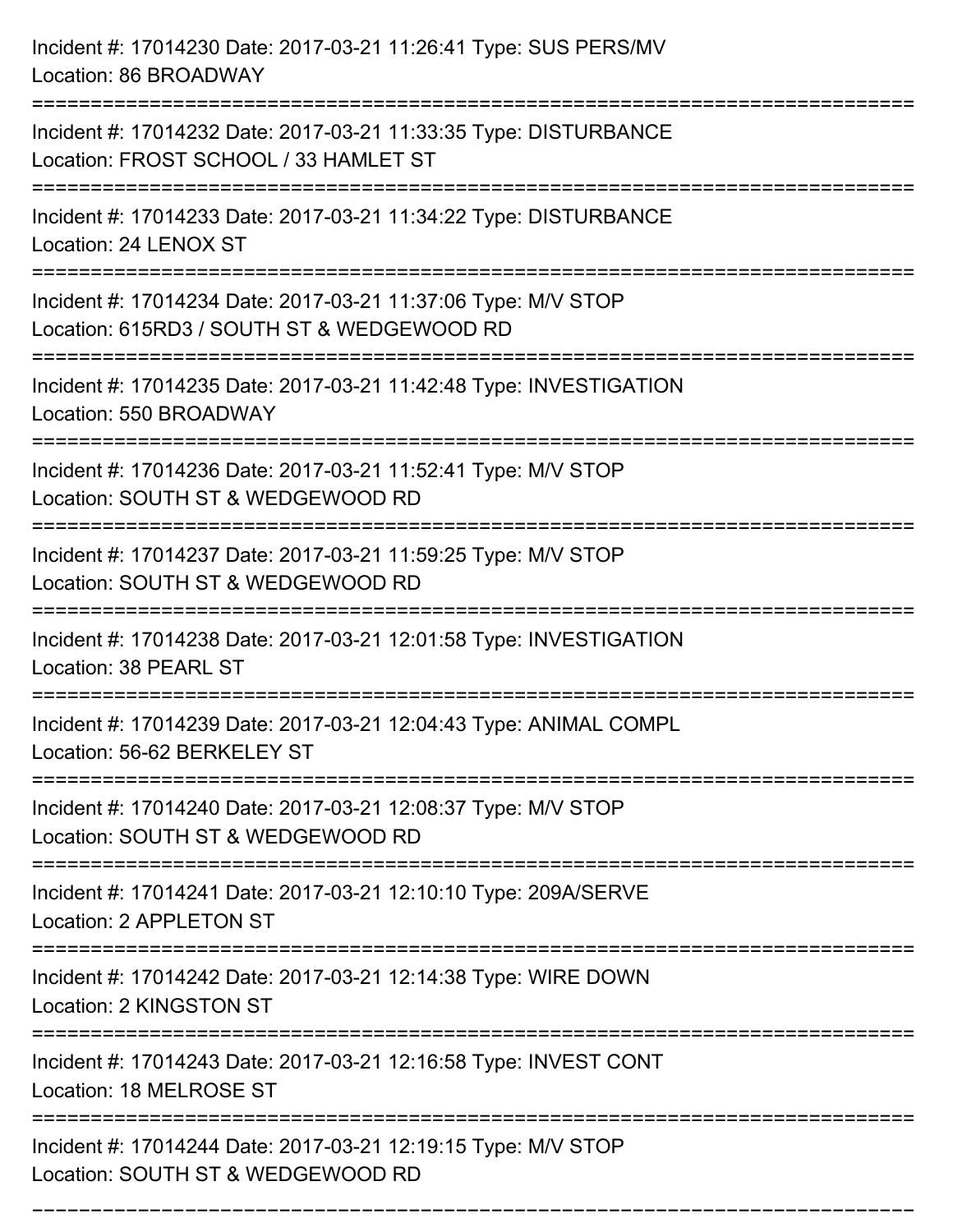Incident #: 17014230 Date: 2017-03-21 11:26:41 Type: SUS PERS/MV
Location: 86 BROADWAY

===========================================================================

Incident #: 17014232 Date: 2017-03-21 11:33:35 Type: DISTURBANCE
Location: FROST SCHOOL / 33 HAMLET ST

===========================================================================

Incident #: 17014233 Date: 2017-03-21 11:34:22 Type: DISTURBANCE
Location: 24 LENOX ST

===========================================================================

Incident #: 17014234 Date: 2017-03-21 11:37:06 Type: M/V STOP
Location: 615RD3 / SOUTH ST & WEDGEWOOD RD

===========================================================================

Incident #: 17014235 Date: 2017-03-21 11:42:48 Type: INVESTIGATION
Location: 550 BROADWAY

===========================================================================

Incident #: 17014236 Date: 2017-03-21 11:52:41 Type: M/V STOP
Location: SOUTH ST & WEDGEWOOD RD

===========================================================================

Incident #: 17014237 Date: 2017-03-21 11:59:25 Type: M/V STOP
Location: SOUTH ST & WEDGEWOOD RD

===========================================================================

Incident #: 17014238 Date: 2017-03-21 12:01:58 Type: INVESTIGATION
Location: 38 PEARL ST

===========================================================================

Incident #: 17014239 Date: 2017-03-21 12:04:43 Type: ANIMAL COMPL
Location: 56-62 BERKELEY ST

===========================================================================

Incident #: 17014240 Date: 2017-03-21 12:08:37 Type: M/V STOP
Location: SOUTH ST & WEDGEWOOD RD

===========================================================================

Incident #: 17014241 Date: 2017-03-21 12:10:10 Type: 209A/SERVE
Location: 2 APPLETON ST

===========================================================================

Incident #: 17014242 Date: 2017-03-21 12:14:38 Type: WIRE DOWN
Location: 2 KINGSTON ST

===========================================================================

Incident #: 17014243 Date: 2017-03-21 12:16:58 Type: INVEST CONT
Location: 18 MELROSE ST

===========================================================================

Incident #: 17014244 Date: 2017-03-21 12:19:15 Type: M/V STOP
Location: SOUTH ST & WEDGEWOOD RD

===========================================================================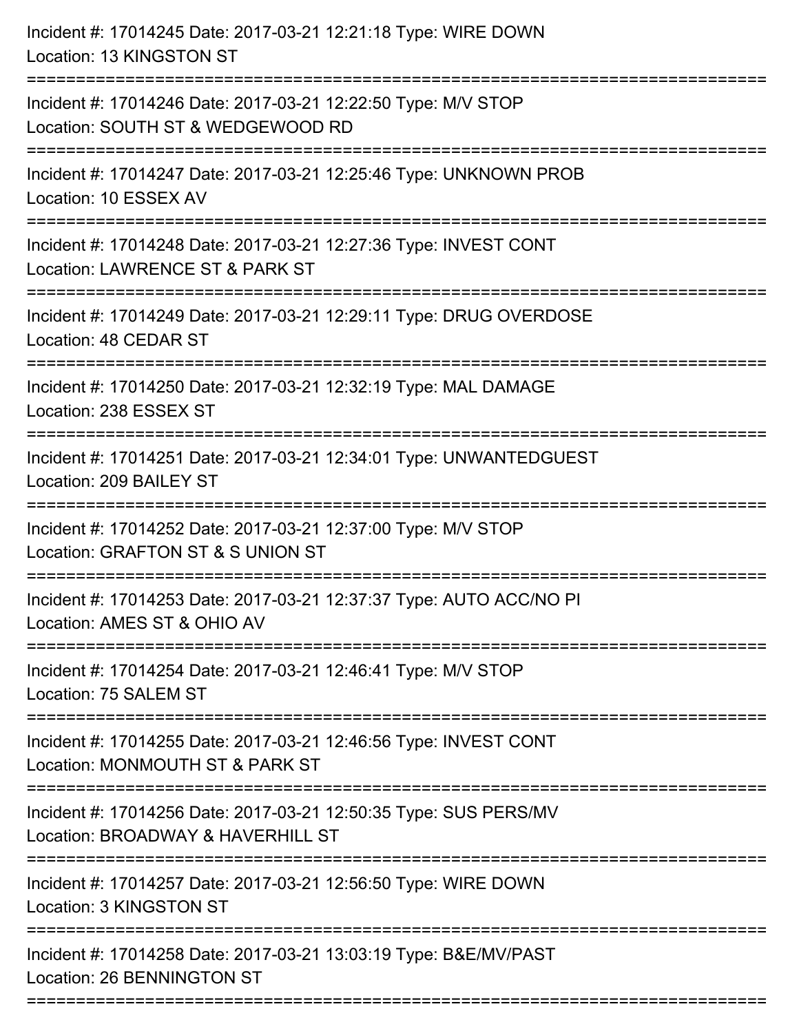Incident #: 17014245 Date: 2017-03-21 12:21:18 Type: WIRE DOWN
Location: 13 KINGSTON ST

===========================================================================

Incident #: 17014246 Date: 2017-03-21 12:22:50 Type: M/V STOP
Location: SOUTH ST & WEDGEWOOD RD

===========================================================================

Incident #: 17014247 Date: 2017-03-21 12:25:46 Type: UNKNOWN PROB
Location: 10 ESSEX AV

===========================================================================

Incident #: 17014248 Date: 2017-03-21 12:27:36 Type: INVEST CONT
Location: LAWRENCE ST & PARK ST

===========================================================================

Incident #: 17014249 Date: 2017-03-21 12:29:11 Type: DRUG OVERDOSE
Location: 48 CEDAR ST

===========================================================================

Incident #: 17014250 Date: 2017-03-21 12:32:19 Type: MAL DAMAGE
Location: 238 ESSEX ST

===========================================================================

Incident #: 17014251 Date: 2017-03-21 12:34:01 Type: UNWANTEDGUEST
Location: 209 BAILEY ST

===========================================================================

Incident #: 17014252 Date: 2017-03-21 12:37:00 Type: M/V STOP
Location: GRAFTON ST & S UNION ST

===========================================================================

Incident #: 17014253 Date: 2017-03-21 12:37:37 Type: AUTO ACC/NO PI
Location: AMES ST & OHIO AV

===========================================================================

Incident #: 17014254 Date: 2017-03-21 12:46:41 Type: M/V STOP
Location: 75 SALEM ST

===========================================================================

Incident #: 17014255 Date: 2017-03-21 12:46:56 Type: INVEST CONT
Location: MONMOUTH ST & PARK ST

===========================================================================

Incident #: 17014256 Date: 2017-03-21 12:50:35 Type: SUS PERS/MV
Location: BROADWAY & HAVERHILL ST

===========================================================================

Incident #: 17014257 Date: 2017-03-21 12:56:50 Type: WIRE DOWN
Location: 3 KINGSTON ST

===========================================================================

Incident #: 17014258 Date: 2017-03-21 13:03:19 Type: B&E/MV/PAST
Location: 26 BENNINGTON ST

===========================================================================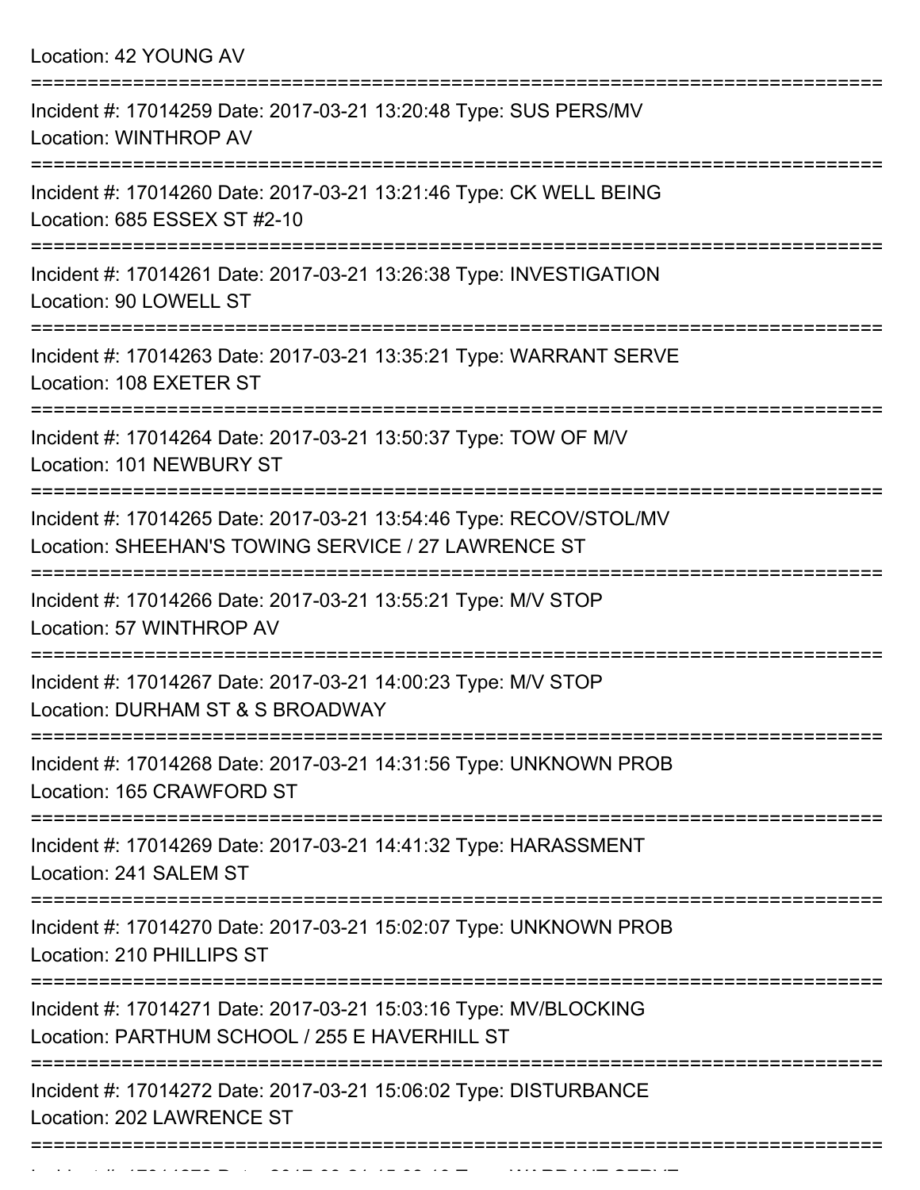Location: 42 YOUNG AV

===========================================================================

Incident #: 17014259 Date: 2017-03-21 13:20:48 Type: SUS PERS/MV
Location: WINTHROP AV

===========================================================================

Incident #: 17014260 Date: 2017-03-21 13:21:46 Type: CK WELL BEING
Location: 685 ESSEX ST #2-10

===========================================================================

Incident #: 17014261 Date: 2017-03-21 13:26:38 Type: INVESTIGATION
Location: 90 LOWELL ST

===========================================================================

Incident #: 17014263 Date: 2017-03-21 13:35:21 Type: WARRANT SERVE
Location: 108 EXETER ST

===========================================================================

Incident #: 17014264 Date: 2017-03-21 13:50:37 Type: TOW OF M/V
Location: 101 NEWBURY ST

===========================================================================

Incident #: 17014265 Date: 2017-03-21 13:54:46 Type: RECOV/STOL/MV
Location: SHEEHAN'S TOWING SERVICE / 27 LAWRENCE ST

===========================================================================

Incident #: 17014266 Date: 2017-03-21 13:55:21 Type: M/V STOP
Location: 57 WINTHROP AV

===========================================================================

Incident #: 17014267 Date: 2017-03-21 14:00:23 Type: M/V STOP
Location: DURHAM ST & S BROADWAY

===========================================================================

Incident #: 17014268 Date: 2017-03-21 14:31:56 Type: UNKNOWN PROB
Location: 165 CRAWFORD ST

===========================================================================

Incident #: 17014269 Date: 2017-03-21 14:41:32 Type: HARASSMENT
Location: 241 SALEM ST

===========================================================================

Incident #: 17014270 Date: 2017-03-21 15:02:07 Type: UNKNOWN PROB
Location: 210 PHILLIPS ST

===========================================================================

Incident #: 17014271 Date: 2017-03-21 15:03:16 Type: MV/BLOCKING
Location: PARTHUM SCHOOL / 255 E HAVERHILL ST

===========================================================================

Incident #: 17014272 Date: 2017-03-21 15:06:02 Type: DISTURBANCE
Location: 202 LAWRENCE ST

===========================================================================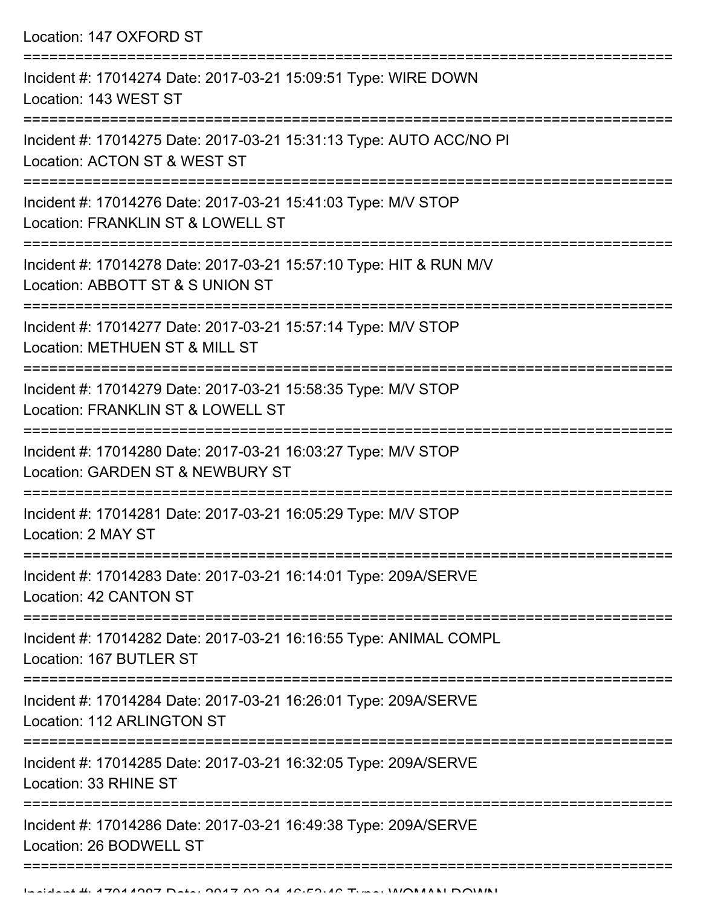Location: 147 OXFORD ST

===========================================================================

Incident #: 17014274 Date: 2017-03-21 15:09:51 Type: WIRE DOWN
Location: 143 WEST ST

===========================================================================

Incident #: 17014275 Date: 2017-03-21 15:31:13 Type: AUTO ACC/NO PI
Location: ACTON ST & WEST ST

===========================================================================

Incident #: 17014276 Date: 2017-03-21 15:41:03 Type: M/V STOP
Location: FRANKLIN ST & LOWELL ST

===========================================================================

Incident #: 17014278 Date: 2017-03-21 15:57:10 Type: HIT & RUN M/V
Location: ABBOTT ST & S UNION ST

===========================================================================

Incident #: 17014277 Date: 2017-03-21 15:57:14 Type: M/V STOP
Location: METHUEN ST & MILL ST

===========================================================================

Incident #: 17014279 Date: 2017-03-21 15:58:35 Type: M/V STOP
Location: FRANKLIN ST & LOWELL ST

===========================================================================

Incident #: 17014280 Date: 2017-03-21 16:03:27 Type: M/V STOP
Location: GARDEN ST & NEWBURY ST

===========================================================================

Incident #: 17014281 Date: 2017-03-21 16:05:29 Type: M/V STOP
Location: 2 MAY ST

===========================================================================

Incident #: 17014283 Date: 2017-03-21 16:14:01 Type: 209A/SERVE
Location: 42 CANTON ST

===========================================================================

Incident #: 17014282 Date: 2017-03-21 16:16:55 Type: ANIMAL COMPL
Location: 167 BUTLER ST

===========================================================================

Incident #: 17014284 Date: 2017-03-21 16:26:01 Type: 209A/SERVE
Location: 112 ARLINGTON ST

===========================================================================

Incident #: 17014285 Date: 2017-03-21 16:32:05 Type: 209A/SERVE
Location: 33 RHINE ST

===========================================================================

Incident #: 17014286 Date: 2017-03-21 16:49:38 Type: 209A/SERVE
Location: 26 BODWELL ST

===========================================================================

Incident #: 17014287 Date: 2017-03-21 16:53:46 Type: WOMAN DOWN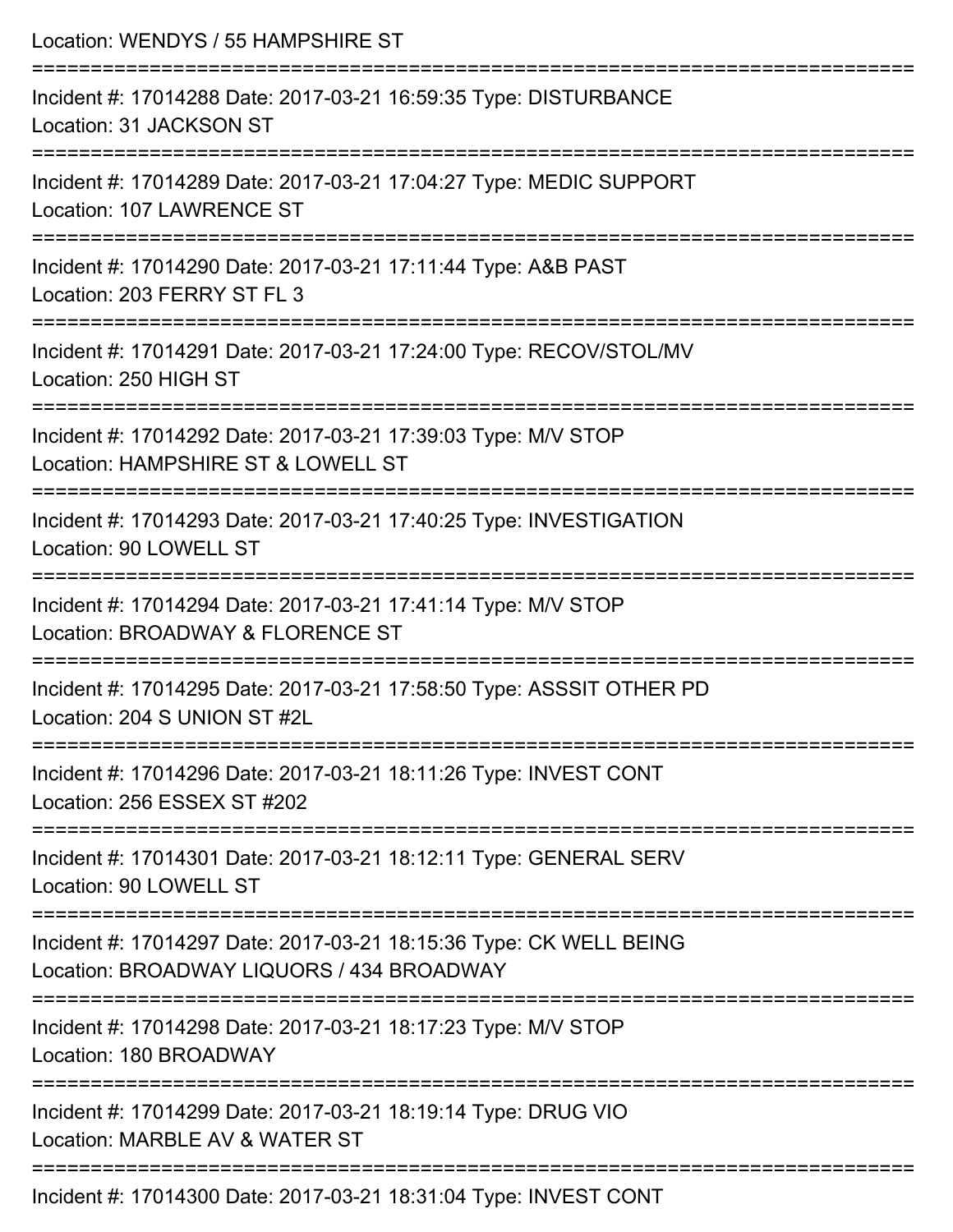Location: WENDYS / 55 HAMPSHIRE ST

===========================================================================

Incident #: 17014288 Date: 2017-03-21 16:59:35 Type: DISTURBANCE
Location: 31 JACKSON ST

===========================================================================

Incident #: 17014289 Date: 2017-03-21 17:04:27 Type: MEDIC SUPPORT
Location: 107 LAWRENCE ST

===========================================================================

Incident #: 17014290 Date: 2017-03-21 17:11:44 Type: A&B PAST
Location: 203 FERRY ST FL 3

===========================================================================

Incident #: 17014291 Date: 2017-03-21 17:24:00 Type: RECOV/STOL/MV
Location: 250 HIGH ST

===========================================================================

Incident #: 17014292 Date: 2017-03-21 17:39:03 Type: M/V STOP
Location: HAMPSHIRE ST & LOWELL ST

===========================================================================

Incident #: 17014293 Date: 2017-03-21 17:40:25 Type: INVESTIGATION
Location: 90 LOWELL ST

===========================================================================

Incident #: 17014294 Date: 2017-03-21 17:41:14 Type: M/V STOP
Location: BROADWAY & FLORENCE ST

===========================================================================

Incident #: 17014295 Date: 2017-03-21 17:58:50 Type: ASSSIT OTHER PD
Location: 204 S UNION ST #2L

===========================================================================

Incident #: 17014296 Date: 2017-03-21 18:11:26 Type: INVEST CONT
Location: 256 ESSEX ST #202

===========================================================================

Incident #: 17014301 Date: 2017-03-21 18:12:11 Type: GENERAL SERV
Location: 90 LOWELL ST

===========================================================================

Incident #: 17014297 Date: 2017-03-21 18:15:36 Type: CK WELL BEING
Location: BROADWAY LIQUORS / 434 BROADWAY

===========================================================================

Incident #: 17014298 Date: 2017-03-21 18:17:23 Type: M/V STOP
Location: 180 BROADWAY

===========================================================================

Incident #: 17014299 Date: 2017-03-21 18:19:14 Type: DRUG VIO
Location: MARBLE AV & WATER ST

===========================================================================

Incident #: 17014300 Date: 2017-03-21 18:31:04 Type: INVEST CONT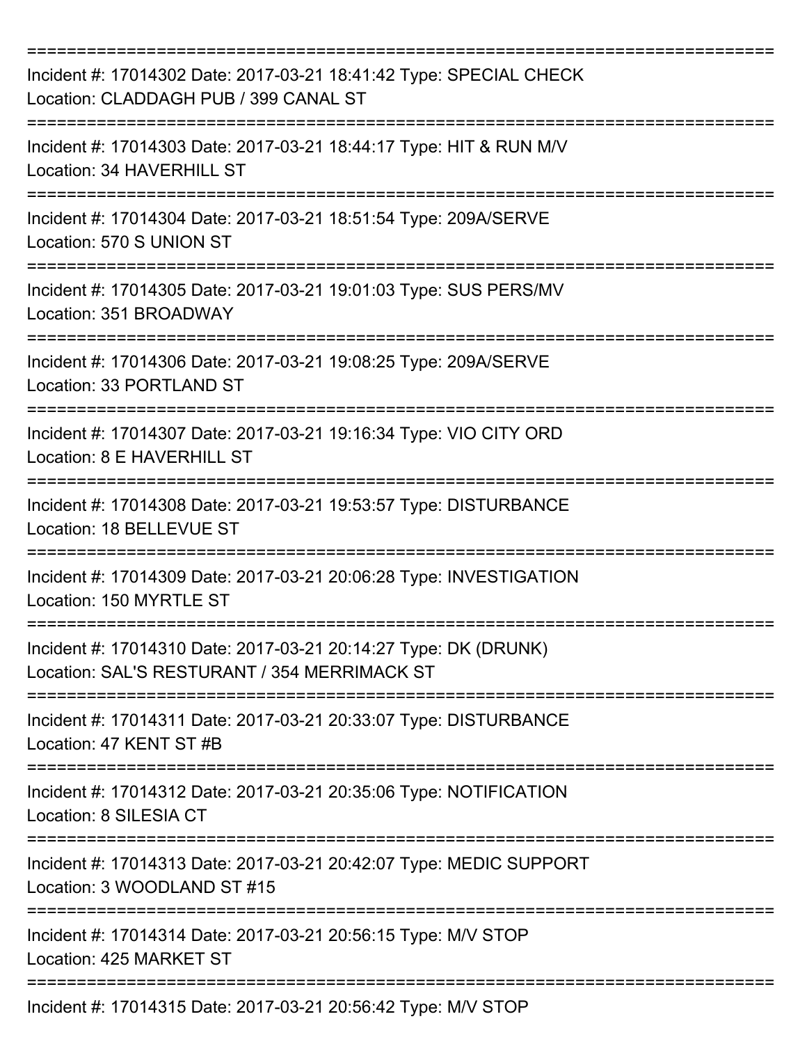===========================================================================

Incident #: 17014302 Date: 2017-03-21 18:41:42 Type: SPECIAL CHECK
Location: CLADDAGH PUB / 399 CANAL ST

===========================================================================

Incident #: 17014303 Date: 2017-03-21 18:44:17 Type: HIT & RUN M/V
Location: 34 HAVERHILL ST

===========================================================================

Incident #: 17014304 Date: 2017-03-21 18:51:54 Type: 209A/SERVE
Location: 570 S UNION ST

===========================================================================

Incident #: 17014305 Date: 2017-03-21 19:01:03 Type: SUS PERS/MV
Location: 351 BROADWAY

===========================================================================

Incident #: 17014306 Date: 2017-03-21 19:08:25 Type: 209A/SERVE
Location: 33 PORTLAND ST

===========================================================================

Incident #: 17014307 Date: 2017-03-21 19:16:34 Type: VIO CITY ORD
Location: 8 E HAVERHILL ST

===========================================================================

Incident #: 17014308 Date: 2017-03-21 19:53:57 Type: DISTURBANCE
Location: 18 BELLEVUE ST

===========================================================================

Incident #: 17014309 Date: 2017-03-21 20:06:28 Type: INVESTIGATION
Location: 150 MYRTLE ST

===========================================================================

Incident #: 17014310 Date: 2017-03-21 20:14:27 Type: DK (DRUNK)
Location: SAL'S RESTURANT / 354 MERRIMACK ST

===========================================================================

Incident #: 17014311 Date: 2017-03-21 20:33:07 Type: DISTURBANCE
Location: 47 KENT ST #B

===========================================================================

Incident #: 17014312 Date: 2017-03-21 20:35:06 Type: NOTIFICATION
Location: 8 SILESIA CT

===========================================================================

Incident #: 17014313 Date: 2017-03-21 20:42:07 Type: MEDIC SUPPORT
Location: 3 WOODLAND ST #15

===========================================================================

Incident #: 17014314 Date: 2017-03-21 20:56:15 Type: M/V STOP
Location: 425 MARKET ST

===========================================================================

Incident #: 17014315 Date: 2017-03-21 20:56:42 Type: M/V STOP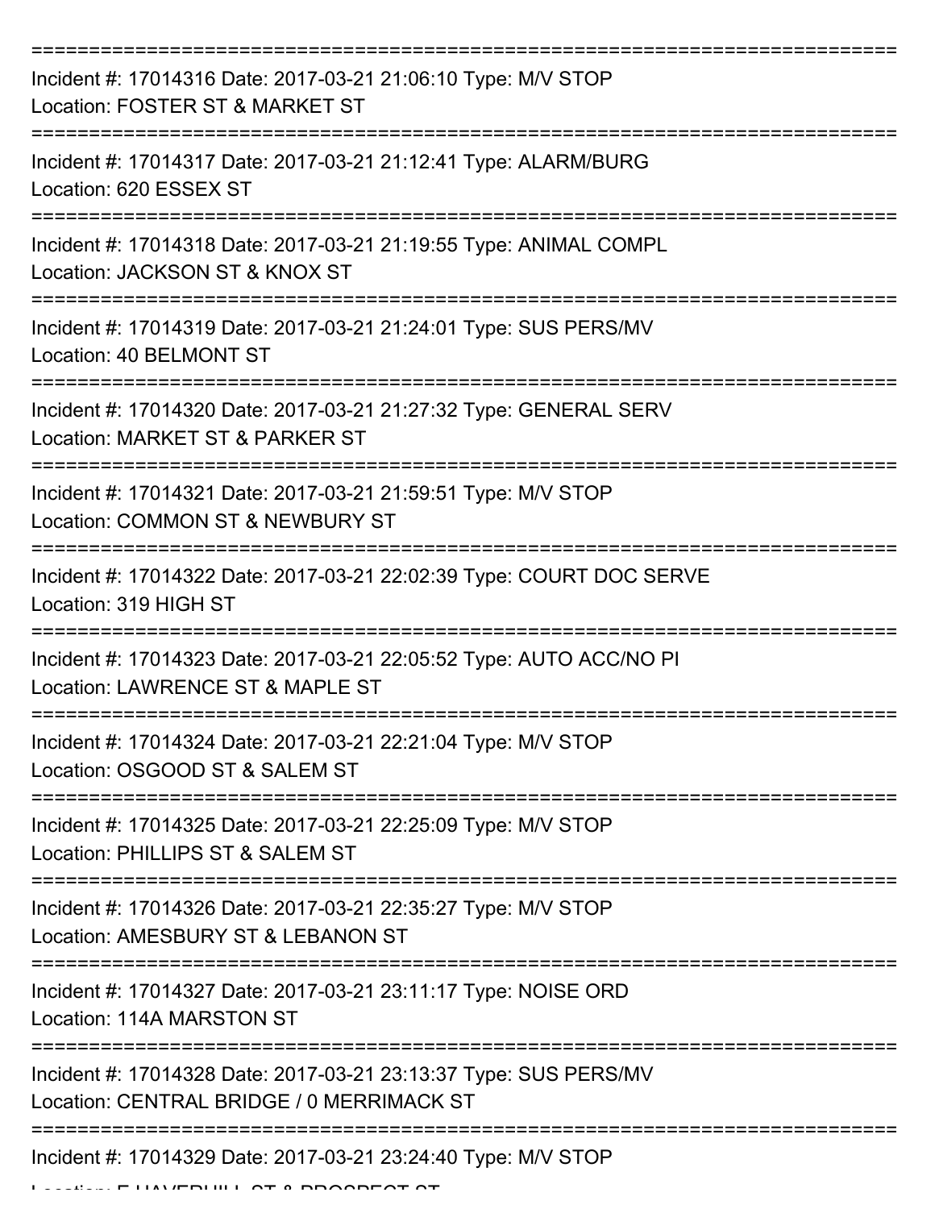===========================================================================

Incident #: 17014316 Date: 2017-03-21 21:06:10 Type: M/V STOP
Location: FOSTER ST & MARKET ST

===========================================================================

Incident #: 17014317 Date: 2017-03-21 21:12:41 Type: ALARM/BURG
Location: 620 ESSEX ST

===========================================================================

Incident #: 17014318 Date: 2017-03-21 21:19:55 Type: ANIMAL COMPL
Location: JACKSON ST & KNOX ST

===========================================================================

Incident #: 17014319 Date: 2017-03-21 21:24:01 Type: SUS PERS/MV
Location: 40 BELMONT ST

===========================================================================

Incident #: 17014320 Date: 2017-03-21 21:27:32 Type: GENERAL SERV
Location: MARKET ST & PARKER ST

===========================================================================

Incident #: 17014321 Date: 2017-03-21 21:59:51 Type: M/V STOP
Location: COMMON ST & NEWBURY ST

===========================================================================

Incident #: 17014322 Date: 2017-03-21 22:02:39 Type: COURT DOC SERVE
Location: 319 HIGH ST

===========================================================================

Incident #: 17014323 Date: 2017-03-21 22:05:52 Type: AUTO ACC/NO PI
Location: LAWRENCE ST & MAPLE ST

===========================================================================

Incident #: 17014324 Date: 2017-03-21 22:21:04 Type: M/V STOP
Location: OSGOOD ST & SALEM ST

===========================================================================

Incident #: 17014325 Date: 2017-03-21 22:25:09 Type: M/V STOP
Location: PHILLIPS ST & SALEM ST

===========================================================================

Incident #: 17014326 Date: 2017-03-21 22:35:27 Type: M/V STOP
Location: AMESBURY ST & LEBANON ST

===========================================================================

Incident #: 17014327 Date: 2017-03-21 23:11:17 Type: NOISE ORD
Location: 114A MARSTON ST

===========================================================================

Incident #: 17014328 Date: 2017-03-21 23:13:37 Type: SUS PERS/MV
Location: CENTRAL BRIDGE / 0 MERRIMACK ST

===========================================================================

Incident #: 17014329 Date: 2017-03-21 23:24:40 Type: M/V STOP
Location: E HAVERHILL ST & PROSPECT ST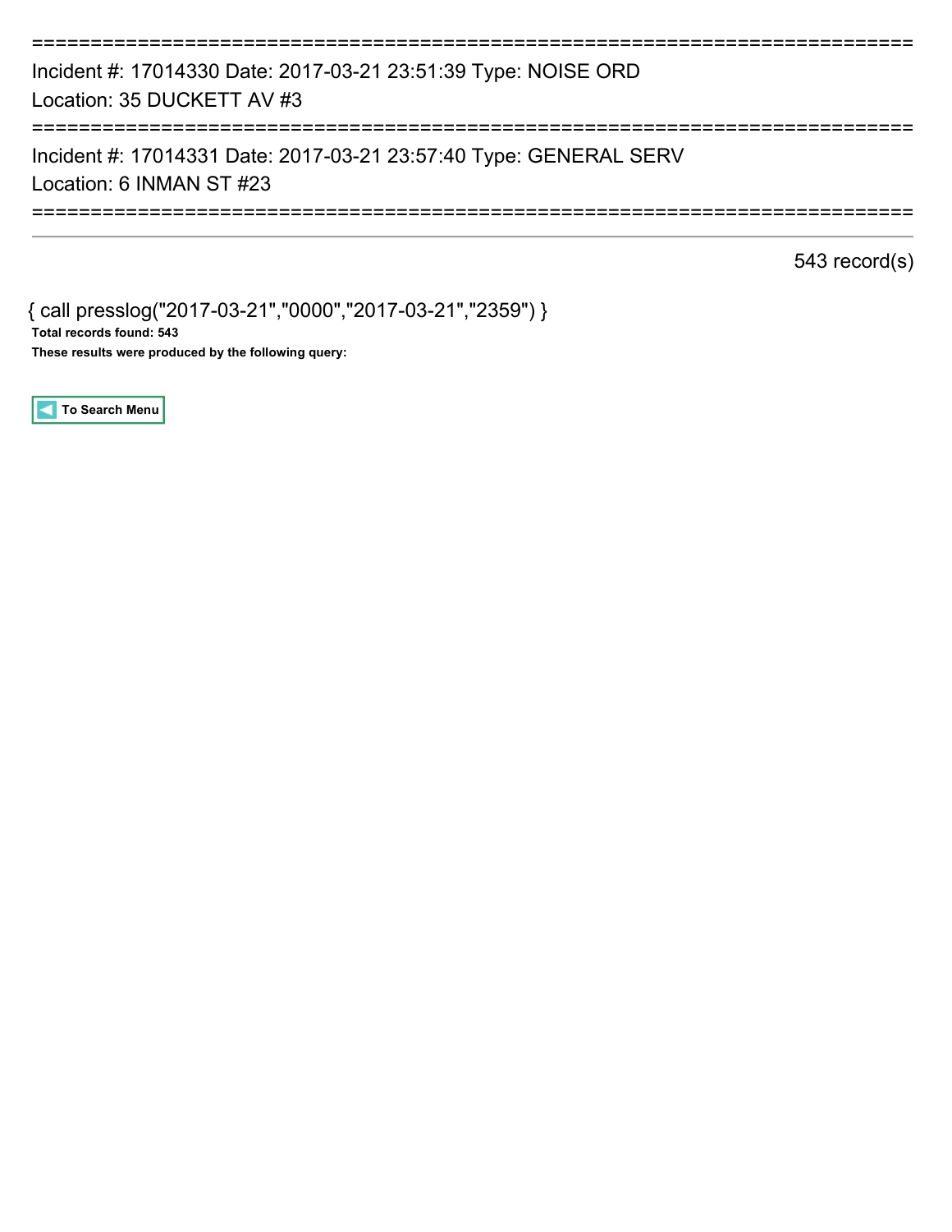===========================================================================

Incident #: 17014330 Date: 2017-03-21 23:51:39 Type: NOISE ORD

Location: 35 DUCKETT AV #3

===========================================================================

Incident #: 17014331 Date: 2017-03-21 23:57:40 Type: GENERAL SERV

Location: 6 INMAN ST #23

===========================================================================

---

543 record(s)

{ call presslog("2017-03-21","0000","2017-03-21","2359") }

**Total records found: 543**

**These results were produced by the following query:**

**To Search Menu**